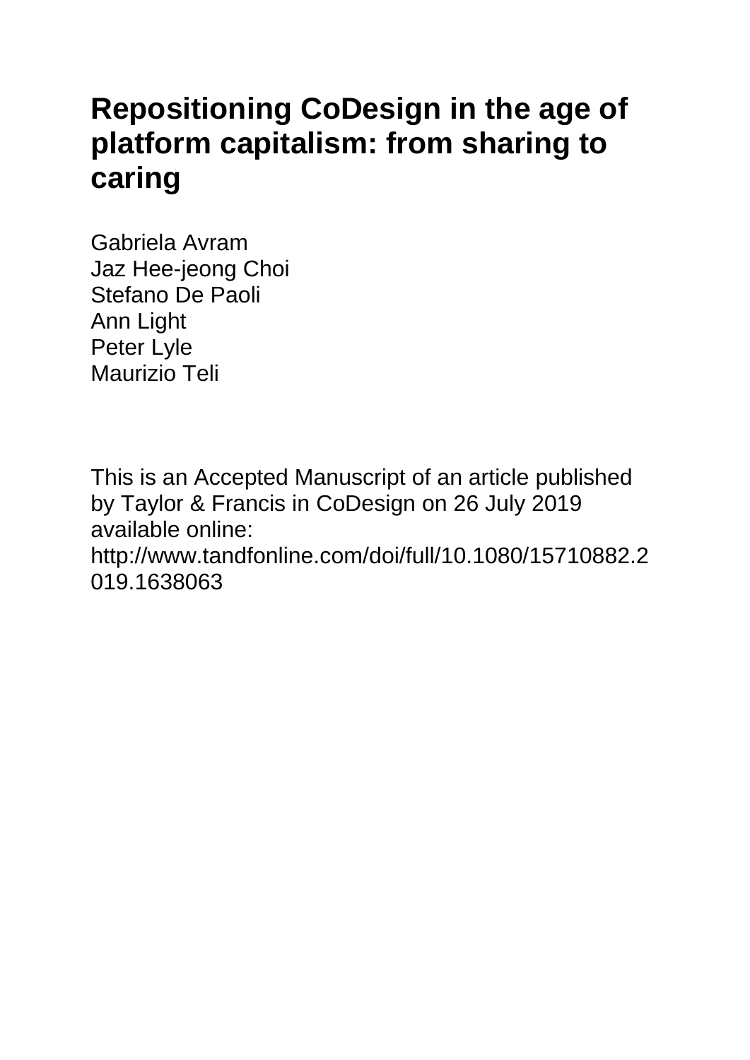# Repositioning CoDesign in the age of platform capitalism: from sharing to caring

Gabriela Avram
Jaz Hee-jeong Choi
Stefano De Paoli
Ann Light
Peter Lyle
Maurizio Teli

This is an Accepted Manuscript of an article published by Taylor & Francis in CoDesign on 26 July 2019 available online: http://www.tandfonline.com/doi/full/10.1080/15710882.2019.1638063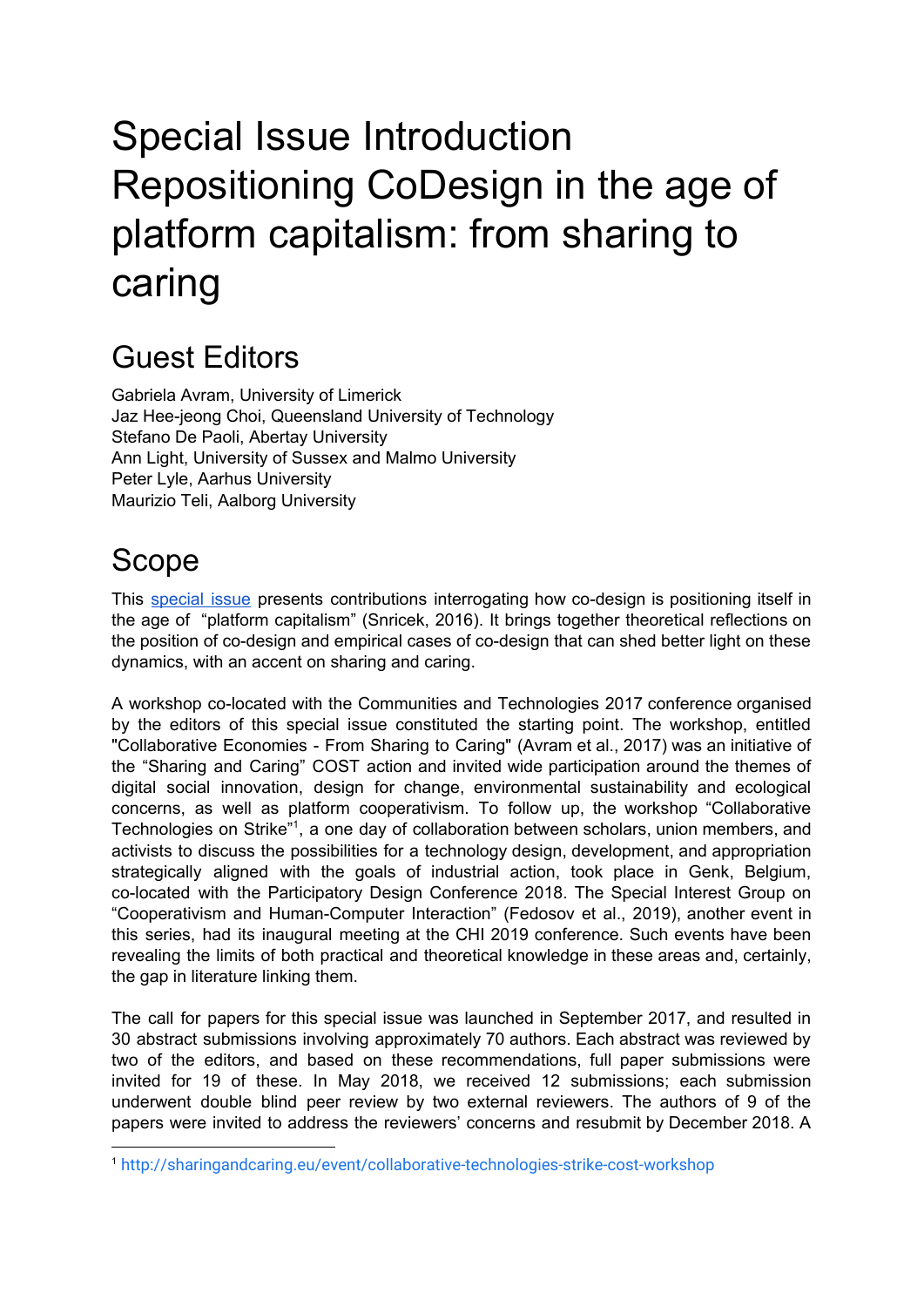# Special Issue Introduction Repositioning CoDesign in the age of platform capitalism: from sharing to caring

## Guest Editors

Gabriela Avram, University of Limerick
Jaz Hee-jeong Choi, Queensland University of Technology
Stefano De Paoli, Abertay University
Ann Light, University of Sussex and Malmo University
Peter Lyle, Aarhus University
Maurizio Teli, Aalborg University

## Scope

This special issue presents contributions interrogating how co-design is positioning itself in the age of "platform capitalism" (Snricek, 2016). It brings together theoretical reflections on the position of co-design and empirical cases of co-design that can shed better light on these dynamics, with an accent on sharing and caring.

A workshop co-located with the Communities and Technologies 2017 conference organised by the editors of this special issue constituted the starting point. The workshop, entitled "Collaborative Economies - From Sharing to Caring" (Avram et al., 2017) was an initiative of the "Sharing and Caring" COST action and invited wide participation around the themes of digital social innovation, design for change, environmental sustainability and ecological concerns, as well as platform cooperativism. To follow up, the workshop "Collaborative Technologies on Strike"[1], a one day of collaboration between scholars, union members, and activists to discuss the possibilities for a technology design, development, and appropriation strategically aligned with the goals of industrial action, took place in Genk, Belgium, co-located with the Participatory Design Conference 2018. The Special Interest Group on "Cooperativism and Human-Computer Interaction" (Fedosov et al., 2019), another event in this series, had its inaugural meeting at the CHI 2019 conference. Such events have been revealing the limits of both practical and theoretical knowledge in these areas and, certainly, the gap in literature linking them.

The call for papers for this special issue was launched in September 2017, and resulted in 30 abstract submissions involving approximately 70 authors. Each abstract was reviewed by two of the editors, and based on these recommendations, full paper submissions were invited for 19 of these. In May 2018, we received 12 submissions; each submission underwent double blind peer review by two external reviewers. The authors of 9 of the papers were invited to address the reviewers' concerns and resubmit by December 2018. A

[1] http://sharingandcaring.eu/event/collaborative-technologies-strike-cost-workshop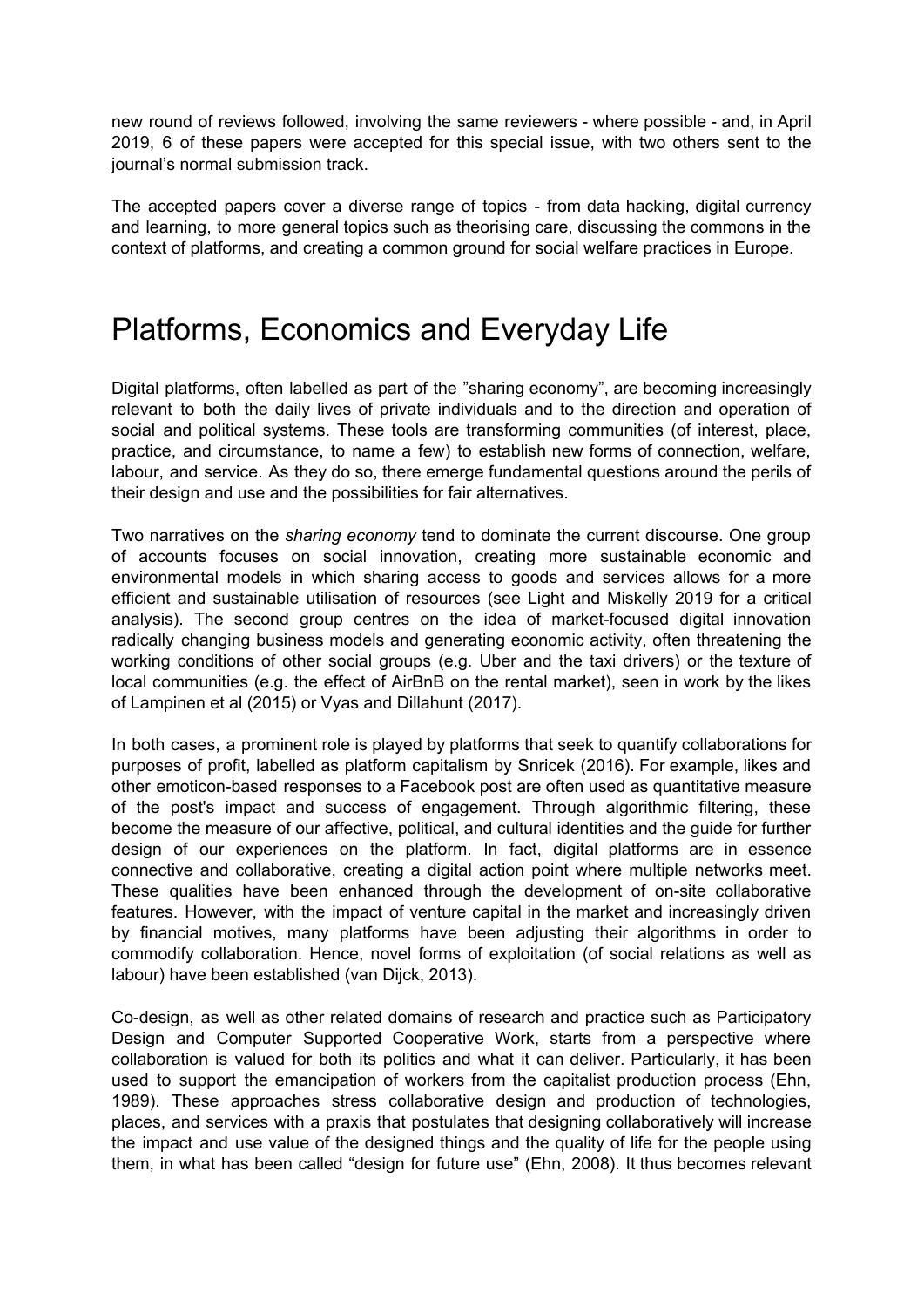new round of reviews followed, involving the same reviewers - where possible - and, in April 2019, 6 of these papers were accepted for this special issue, with two others sent to the journal's normal submission track.

The accepted papers cover a diverse range of topics - from data hacking, digital currency and learning, to more general topics such as theorising care, discussing the commons in the context of platforms, and creating a common ground for social welfare practices in Europe.

# Platforms, Economics and Everyday Life

Digital platforms, often labelled as part of the "sharing economy", are becoming increasingly relevant to both the daily lives of private individuals and to the direction and operation of social and political systems. These tools are transforming communities (of interest, place, practice, and circumstance, to name a few) to establish new forms of connection, welfare, labour, and service. As they do so, there emerge fundamental questions around the perils of their design and use and the possibilities for fair alternatives.

Two narratives on the *sharing economy* tend to dominate the current discourse. One group of accounts focuses on social innovation, creating more sustainable economic and environmental models in which sharing access to goods and services allows for a more efficient and sustainable utilisation of resources (see Light and Miskelly 2019 for a critical analysis). The second group centres on the idea of market-focused digital innovation radically changing business models and generating economic activity, often threatening the working conditions of other social groups (e.g. Uber and the taxi drivers) or the texture of local communities (e.g. the effect of AirBnB on the rental market), seen in work by the likes of Lampinen et al (2015) or Vyas and Dillahunt (2017).

In both cases, a prominent role is played by platforms that seek to quantify collaborations for purposes of profit, labelled as platform capitalism by Snricek (2016). For example, likes and other emoticon-based responses to a Facebook post are often used as quantitative measure of the post's impact and success of engagement. Through algorithmic filtering, these become the measure of our affective, political, and cultural identities and the guide for further design of our experiences on the platform. In fact, digital platforms are in essence connective and collaborative, creating a digital action point where multiple networks meet. These qualities have been enhanced through the development of on-site collaborative features. However, with the impact of venture capital in the market and increasingly driven by financial motives, many platforms have been adjusting their algorithms in order to commodify collaboration. Hence, novel forms of exploitation (of social relations as well as labour) have been established (van Dijck, 2013).

Co-design, as well as other related domains of research and practice such as Participatory Design and Computer Supported Cooperative Work, starts from a perspective where collaboration is valued for both its politics and what it can deliver. Particularly, it has been used to support the emancipation of workers from the capitalist production process (Ehn, 1989). These approaches stress collaborative design and production of technologies, places, and services with a praxis that postulates that designing collaboratively will increase the impact and use value of the designed things and the quality of life for the people using them, in what has been called "design for future use" (Ehn, 2008). It thus becomes relevant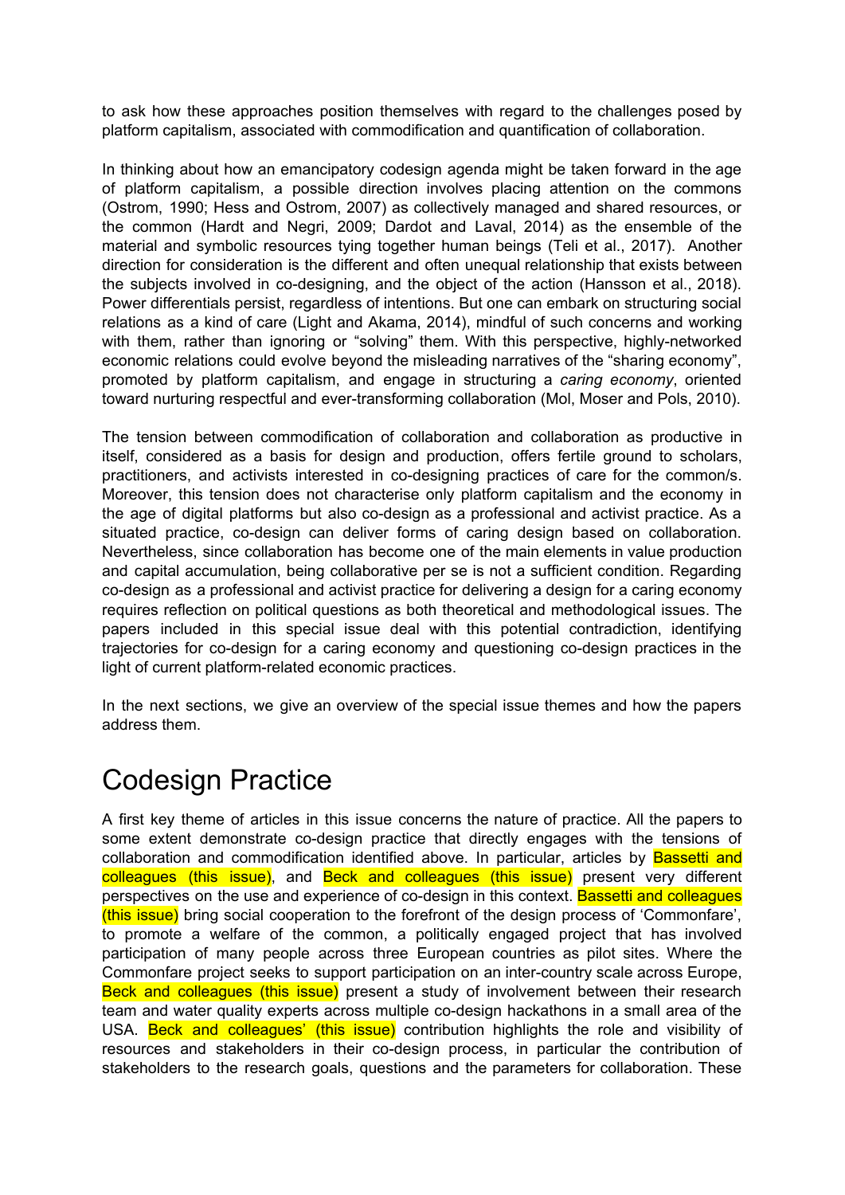to ask how these approaches position themselves with regard to the challenges posed by platform capitalism, associated with commodification and quantification of collaboration.

In thinking about how an emancipatory codesign agenda might be taken forward in the age of platform capitalism, a possible direction involves placing attention on the commons (Ostrom, 1990; Hess and Ostrom, 2007) as collectively managed and shared resources, or the common (Hardt and Negri, 2009; Dardot and Laval, 2014) as the ensemble of the material and symbolic resources tying together human beings (Teli et al., 2017). Another direction for consideration is the different and often unequal relationship that exists between the subjects involved in co-designing, and the object of the action (Hansson et al., 2018). Power differentials persist, regardless of intentions. But one can embark on structuring social relations as a kind of care (Light and Akama, 2014), mindful of such concerns and working with them, rather than ignoring or "solving" them. With this perspective, highly-networked economic relations could evolve beyond the misleading narratives of the "sharing economy", promoted by platform capitalism, and engage in structuring a *caring economy*, oriented toward nurturing respectful and ever-transforming collaboration (Mol, Moser and Pols, 2010).

The tension between commodification of collaboration and collaboration as productive in itself, considered as a basis for design and production, offers fertile ground to scholars, practitioners, and activists interested in co-designing practices of care for the common/s. Moreover, this tension does not characterise only platform capitalism and the economy in the age of digital platforms but also co-design as a professional and activist practice. As a situated practice, co-design can deliver forms of caring design based on collaboration. Nevertheless, since collaboration has become one of the main elements in value production and capital accumulation, being collaborative per se is not a sufficient condition. Regarding co-design as a professional and activist practice for delivering a design for a caring economy requires reflection on political questions as both theoretical and methodological issues. The papers included in this special issue deal with this potential contradiction, identifying trajectories for co-design for a caring economy and questioning co-design practices in the light of current platform-related economic practices.

In the next sections, we give an overview of the special issue themes and how the papers address them.

# Codesign Practice

A first key theme of articles in this issue concerns the nature of practice. All the papers to some extent demonstrate co-design practice that directly engages with the tensions of collaboration and commodification identified above. In particular, articles by Bassetti and colleagues (this issue), and Beck and colleagues (this issue) present very different perspectives on the use and experience of co-design in this context. Bassetti and colleagues (this issue) bring social cooperation to the forefront of the design process of 'Commonfare', to promote a welfare of the common, a politically engaged project that has involved participation of many people across three European countries as pilot sites. Where the Commonfare project seeks to support participation on an inter-country scale across Europe, Beck and colleagues (this issue) present a study of involvement between their research team and water quality experts across multiple co-design hackathons in a small area of the USA. Beck and colleagues' (this issue) contribution highlights the role and visibility of resources and stakeholders in their co-design process, in particular the contribution of stakeholders to the research goals, questions and the parameters for collaboration. These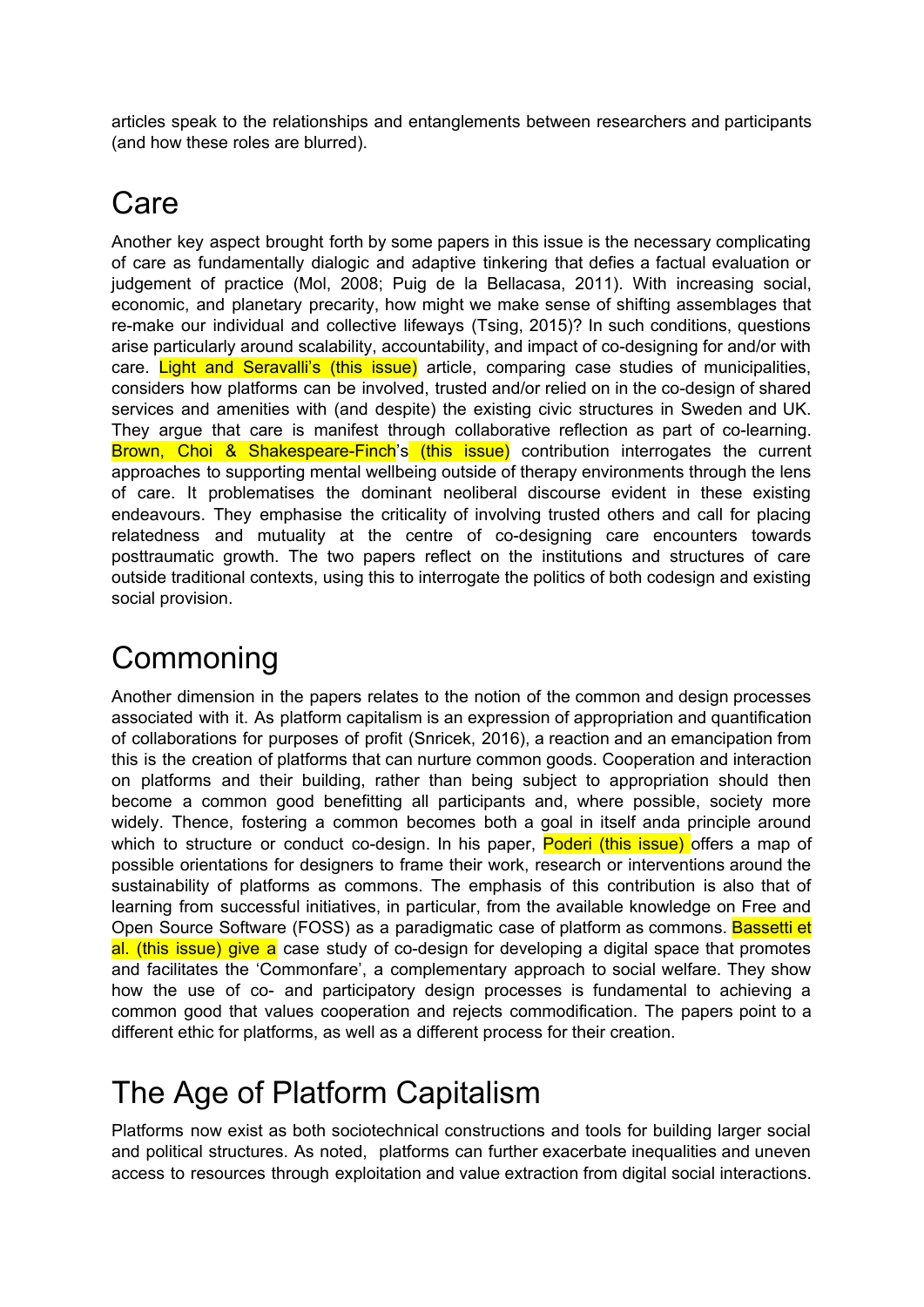articles speak to the relationships and entanglements between researchers and participants (and how these roles are blurred).

# Care

Another key aspect brought forth by some papers in this issue is the necessary complicating of care as fundamentally dialogic and adaptive tinkering that defies a factual evaluation or judgement of practice (Mol, 2008; Puig de la Bellacasa, 2011). With increasing social, economic, and planetary precarity, how might we make sense of shifting assemblages that re-make our individual and collective lifeways (Tsing, 2015)? In such conditions, questions arise particularly around scalability, accountability, and impact of co-designing for and/or with care. Light and Seravalli's (this issue) article, comparing case studies of municipalities, considers how platforms can be involved, trusted and/or relied on in the co-design of shared services and amenities with (and despite) the existing civic structures in Sweden and UK. They argue that care is manifest through collaborative reflection as part of co-learning. Brown, Choi & Shakespeare-Finch's (this issue) contribution interrogates the current approaches to supporting mental wellbeing outside of therapy environments through the lens of care. It problematises the dominant neoliberal discourse evident in these existing endeavours. They emphasise the criticality of involving trusted others and call for placing relatedness and mutuality at the centre of co-designing care encounters towards posttraumatic growth. The two papers reflect on the institutions and structures of care outside traditional contexts, using this to interrogate the politics of both codesign and existing social provision.

# Commoning

Another dimension in the papers relates to the notion of the common and design processes associated with it. As platform capitalism is an expression of appropriation and quantification of collaborations for purposes of profit (Snricek, 2016), a reaction and an emancipation from this is the creation of platforms that can nurture common goods. Cooperation and interaction on platforms and their building, rather than being subject to appropriation should then become a common good benefitting all participants and, where possible, society more widely. Thence, fostering a common becomes both a goal in itself anda principle around which to structure or conduct co-design. In his paper, Poderi (this issue) offers a map of possible orientations for designers to frame their work, research or interventions around the sustainability of platforms as commons. The emphasis of this contribution is also that of learning from successful initiatives, in particular, from the available knowledge on Free and Open Source Software (FOSS) as a paradigmatic case of platform as commons. Bassetti et al. (this issue) give a case study of co-design for developing a digital space that promotes and facilitates the 'Commonfare', a complementary approach to social welfare. They show how the use of co- and participatory design processes is fundamental to achieving a common good that values cooperation and rejects commodification. The papers point to a different ethic for platforms, as well as a different process for their creation.

# The Age of Platform Capitalism

Platforms now exist as both sociotechnical constructions and tools for building larger social and political structures. As noted, platforms can further exacerbate inequalities and uneven access to resources through exploitation and value extraction from digital social interactions.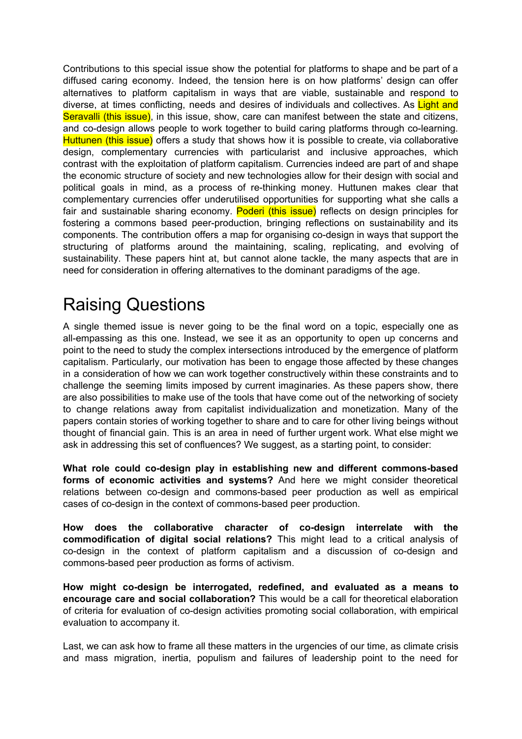Contributions to this special issue show the potential for platforms to shape and be part of a diffused caring economy. Indeed, the tension here is on how platforms' design can offer alternatives to platform capitalism in ways that are viable, sustainable and respond to diverse, at times conflicting, needs and desires of individuals and collectives. As Light and Seravalli (this issue), in this issue, show, care can manifest between the state and citizens, and co-design allows people to work together to build caring platforms through co-learning. Huttunen (this issue) offers a study that shows how it is possible to create, via collaborative design, complementary currencies with particularist and inclusive approaches, which contrast with the exploitation of platform capitalism. Currencies indeed are part of and shape the economic structure of society and new technologies allow for their design with social and political goals in mind, as a process of re-thinking money. Huttunen makes clear that complementary currencies offer underutilised opportunities for supporting what she calls a fair and sustainable sharing economy. Poderi (this issue) reflects on design principles for fostering a commons based peer-production, bringing reflections on sustainability and its components. The contribution offers a map for organising co-design in ways that support the structuring of platforms around the maintaining, scaling, replicating, and evolving of sustainability. These papers hint at, but cannot alone tackle, the many aspects that are in need for consideration in offering alternatives to the dominant paradigms of the age.

# Raising Questions

A single themed issue is never going to be the final word on a topic, especially one as all-empassing as this one. Instead, we see it as an opportunity to open up concerns and point to the need to study the complex intersections introduced by the emergence of platform capitalism. Particularly, our motivation has been to engage those affected by these changes in a consideration of how we can work together constructively within these constraints and to challenge the seeming limits imposed by current imaginaries. As these papers show, there are also possibilities to make use of the tools that have come out of the networking of society to change relations away from capitalist individualization and monetization. Many of the papers contain stories of working together to share and to care for other living beings without thought of financial gain. This is an area in need of further urgent work. What else might we ask in addressing this set of confluences? We suggest, as a starting point, to consider:

**What role could co-design play in establishing new and different commons-based forms of economic activities and systems?** And here we might consider theoretical relations between co-design and commons-based peer production as well as empirical cases of co-design in the context of commons-based peer production.

**How does the collaborative character of co-design interrelate with the commodification of digital social relations?** This might lead to a critical analysis of co-design in the context of platform capitalism and a discussion of co-design and commons-based peer production as forms of activism.

**How might co-design be interrogated, redefined, and evaluated as a means to encourage care and social collaboration?** This would be a call for theoretical elaboration of criteria for evaluation of co-design activities promoting social collaboration, with empirical evaluation to accompany it.

Last, we can ask how to frame all these matters in the urgencies of our time, as climate crisis and mass migration, inertia, populism and failures of leadership point to the need for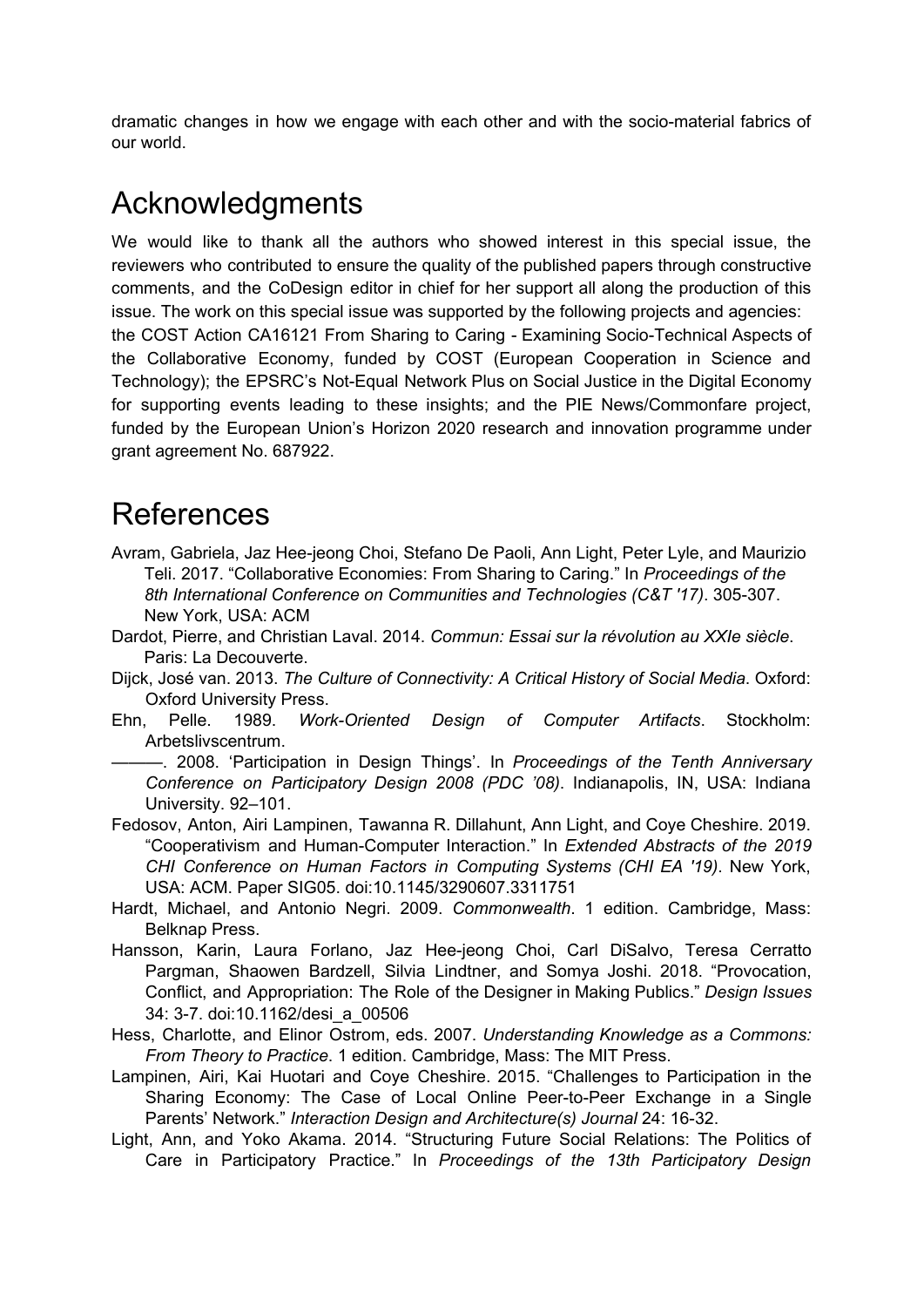dramatic changes in how we engage with each other and with the socio-material fabrics of our world.

# Acknowledgments

We would like to thank all the authors who showed interest in this special issue, the reviewers who contributed to ensure the quality of the published papers through constructive comments, and the CoDesign editor in chief for her support all along the production of this issue. The work on this special issue was supported by the following projects and agencies: the COST Action CA16121 From Sharing to Caring - Examining Socio-Technical Aspects of the Collaborative Economy, funded by COST (European Cooperation in Science and Technology); the EPSRC's Not-Equal Network Plus on Social Justice in the Digital Economy for supporting events leading to these insights; and the PIE News/Commonfare project, funded by the European Union's Horizon 2020 research and innovation programme under grant agreement No. 687922.

# References

Avram, Gabriela, Jaz Hee-jeong Choi, Stefano De Paoli, Ann Light, Peter Lyle, and Maurizio Teli. 2017. "Collaborative Economies: From Sharing to Caring." In *Proceedings of the 8th International Conference on Communities and Technologies (C&T '17)*. 305-307. New York, USA: ACM

Dardot, Pierre, and Christian Laval. 2014. *Commun: Essai sur la révolution au XXIe siècle*. Paris: La Decouverte.

Dijck, José van. 2013. *The Culture of Connectivity: A Critical History of Social Media*. Oxford: Oxford University Press.

Ehn, Pelle. 1989. *Work-Oriented Design of Computer Artifacts*. Stockholm: Arbetslivscentrum.

———. 2008. 'Participation in Design Things'. In *Proceedings of the Tenth Anniversary Conference on Participatory Design 2008 (PDC '08)*. Indianapolis, IN, USA: Indiana University. 92–101.

Fedosov, Anton, Airi Lampinen, Tawanna R. Dillahunt, Ann Light, and Coye Cheshire. 2019. "Cooperativism and Human-Computer Interaction." In *Extended Abstracts of the 2019 CHI Conference on Human Factors in Computing Systems (CHI EA '19)*. New York, USA: ACM. Paper SIG05. doi:10.1145/3290607.3311751

Hardt, Michael, and Antonio Negri. 2009. *Commonwealth*. 1 edition. Cambridge, Mass: Belknap Press.

Hansson, Karin, Laura Forlano, Jaz Hee-jeong Choi, Carl DiSalvo, Teresa Cerratto Pargman, Shaowen Bardzell, Silvia Lindtner, and Somya Joshi. 2018. "Provocation, Conflict, and Appropriation: The Role of the Designer in Making Publics." *Design Issues* 34: 3-7. doi:10.1162/desi_a_00506

Hess, Charlotte, and Elinor Ostrom, eds. 2007. *Understanding Knowledge as a Commons: From Theory to Practice*. 1 edition. Cambridge, Mass: The MIT Press.

Lampinen, Airi, Kai Huotari and Coye Cheshire. 2015. "Challenges to Participation in the Sharing Economy: The Case of Local Online Peer-to-Peer Exchange in a Single Parents' Network." *Interaction Design and Architecture(s) Journal* 24: 16-32.

Light, Ann, and Yoko Akama. 2014. "Structuring Future Social Relations: The Politics of Care in Participatory Practice." In *Proceedings of the 13th Participatory Design*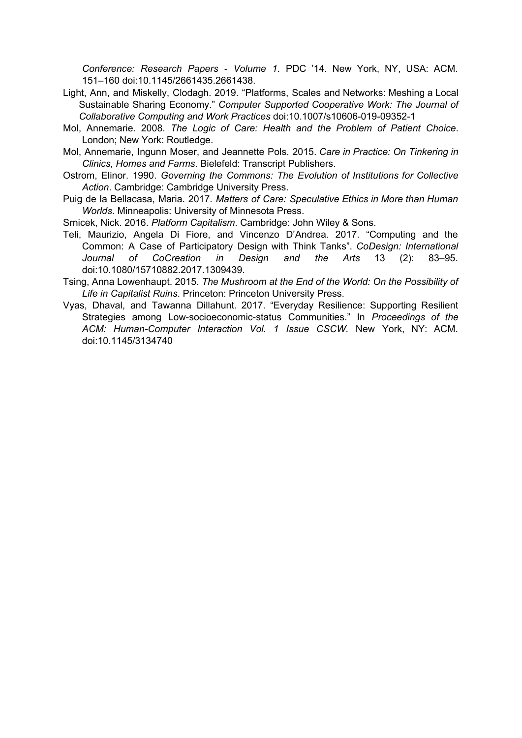*Conference: Research Papers - Volume 1*. PDC '14. New York, NY, USA: ACM. 151–160 doi:10.1145/2661435.2661438.

Light, Ann, and Miskelly, Clodagh. 2019. "Platforms, Scales and Networks: Meshing a Local Sustainable Sharing Economy." *Computer Supported Cooperative Work: The Journal of Collaborative Computing and Work Practices* doi:10.1007/s10606-019-09352-1

Mol, Annemarie. 2008. *The Logic of Care: Health and the Problem of Patient Choice*. London; New York: Routledge.

Mol, Annemarie, Ingunn Moser, and Jeannette Pols. 2015. *Care in Practice: On Tinkering in Clinics, Homes and Farms*. Bielefeld: Transcript Publishers.

Ostrom, Elinor. 1990. *Governing the Commons: The Evolution of Institutions for Collective Action*. Cambridge: Cambridge University Press.

Puig de la Bellacasa, Maria. 2017. *Matters of Care: Speculative Ethics in More than Human Worlds*. Minneapolis: University of Minnesota Press.

Srnicek, Nick. 2016. *Platform Capitalism*. Cambridge: John Wiley & Sons.

Teli, Maurizio, Angela Di Fiore, and Vincenzo D'Andrea. 2017. "Computing and the Common: A Case of Participatory Design with Think Tanks". *CoDesign: International Journal of CoCreation in Design and the Arts* 13 (2): 83–95. doi:10.1080/15710882.2017.1309439.

Tsing, Anna Lowenhaupt. 2015. *The Mushroom at the End of the World: On the Possibility of Life in Capitalist Ruins*. Princeton: Princeton University Press.

Vyas, Dhaval, and Tawanna Dillahunt. 2017. "Everyday Resilience: Supporting Resilient Strategies among Low-socioeconomic-status Communities." In *Proceedings of the ACM: Human-Computer Interaction Vol. 1 Issue CSCW*. New York, NY: ACM. doi:10.1145/3134740